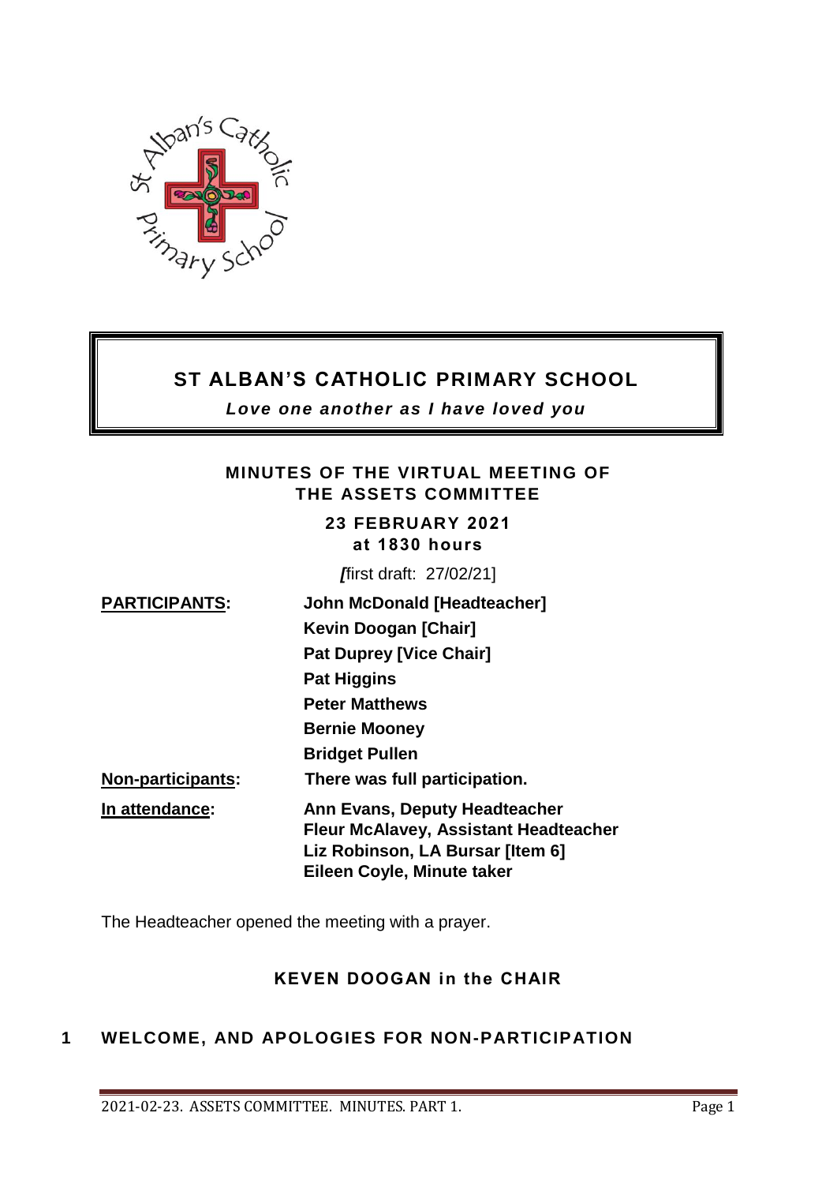# ST ALBAN'S CATHOLIC PRIMARY SCHOOL

***Love one another as I have loved you***

## MINUTES OF THE VIRTUAL MEETING OF THE ASSETS COMMITTEE

**23 FEBRUARY 2021**
**at 1830 hours**

*[*first draft: 27/02/21]

| | |
|---|---|
| **PARTICIPANTS:** | **John McDonald [Headteacher]** |
| | **Kevin Doogan [Chair]** |
| | **Pat Duprey [Vice Chair]** |
| | **Pat Higgins** |
| | **Peter Matthews** |
| | **Bernie Mooney** |
| | **Bridget Pullen** |
| **Non-participants:** | **There was full participation.** |
| **In attendance:** | **Ann Evans, Deputy Headteacher** |
| | **Fleur McAlavey, Assistant Headteacher** |
| | **Liz Robinson, LA Bursar [Item 6]** |
| | **Eileen Coyle, Minute taker** |

The Headteacher opened the meeting with a prayer.

**KEVEN DOOGAN in the CHAIR**

## 1 WELCOME, AND APOLOGIES FOR NON-PARTICIPATION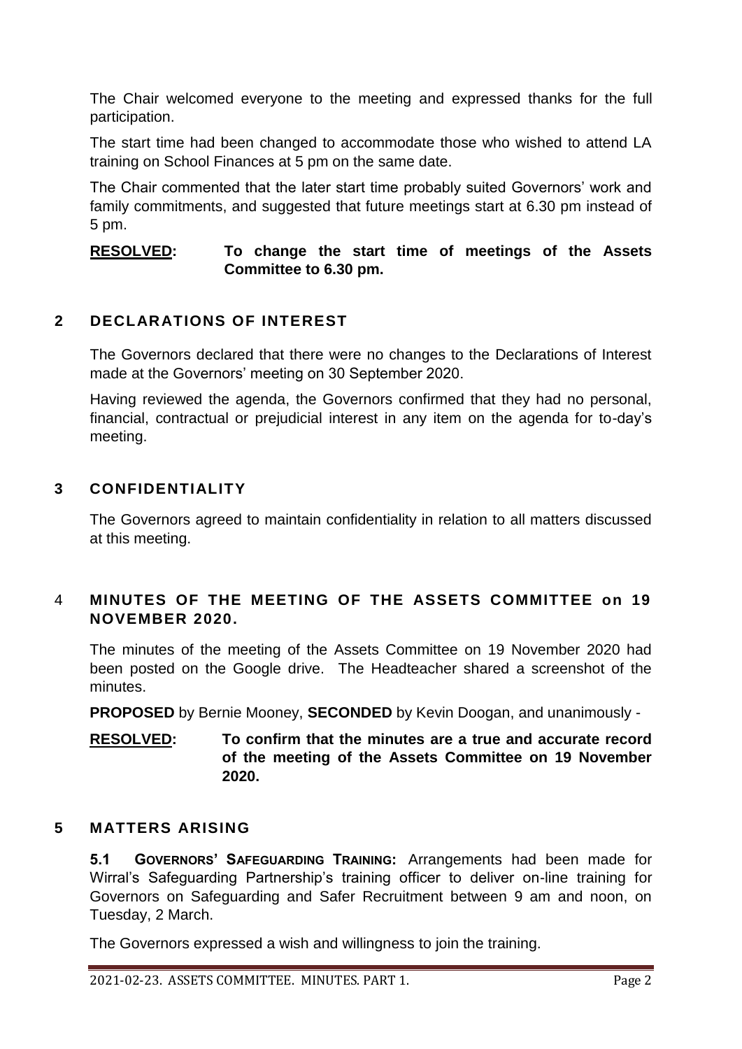The Chair welcomed everyone to the meeting and expressed thanks for the full participation.

The start time had been changed to accommodate those who wished to attend LA training on School Finances at 5 pm on the same date.

The Chair commented that the later start time probably suited Governors' work and family commitments, and suggested that future meetings start at 6.30 pm instead of 5 pm.

**RESOLVED: To change the start time of meetings of the Assets Committee to 6.30 pm.**

## 2 DECLARATIONS OF INTEREST

The Governors declared that there were no changes to the Declarations of Interest made at the Governors' meeting on 30 September 2020.

Having reviewed the agenda, the Governors confirmed that they had no personal, financial, contractual or prejudicial interest in any item on the agenda for to-day's meeting.

## 3 CONFIDENTIALITY

The Governors agreed to maintain confidentiality in relation to all matters discussed at this meeting.

## 4 MINUTES OF THE MEETING OF THE ASSETS COMMITTEE on 19 NOVEMBER 2020.

The minutes of the meeting of the Assets Committee on 19 November 2020 had been posted on the Google drive. The Headteacher shared a screenshot of the minutes.

**PROPOSED** by Bernie Mooney, **SECONDED** by Kevin Doogan, and unanimously -

**RESOLVED: To confirm that the minutes are a true and accurate record of the meeting of the Assets Committee on 19 November 2020.**

## 5 MATTERS ARISING

**5.1 GOVERNORS' SAFEGUARDING TRAINING:** Arrangements had been made for Wirral's Safeguarding Partnership's training officer to deliver on-line training for Governors on Safeguarding and Safer Recruitment between 9 am and noon, on Tuesday, 2 March.

The Governors expressed a wish and willingness to join the training.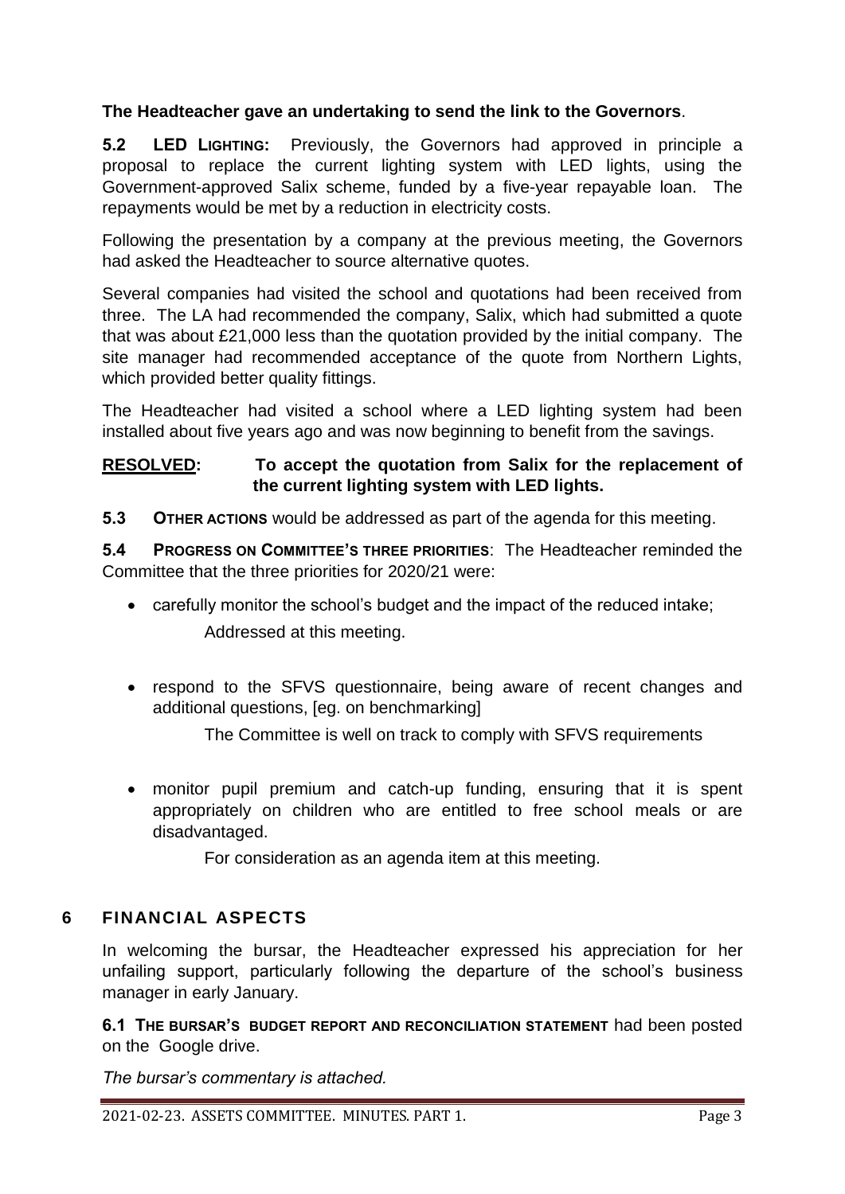**The Headteacher gave an undertaking to send the link to the Governors**.

**5.2 LED LIGHTING:** Previously, the Governors had approved in principle a proposal to replace the current lighting system with LED lights, using the Government-approved Salix scheme, funded by a five-year repayable loan. The repayments would be met by a reduction in electricity costs.

Following the presentation by a company at the previous meeting, the Governors had asked the Headteacher to source alternative quotes.

Several companies had visited the school and quotations had been received from three. The LA had recommended the company, Salix, which had submitted a quote that was about £21,000 less than the quotation provided by the initial company. The site manager had recommended acceptance of the quote from Northern Lights, which provided better quality fittings.

The Headteacher had visited a school where a LED lighting system had been installed about five years ago and was now beginning to benefit from the savings.

**RESOLVED: To accept the quotation from Salix for the replacement of the current lighting system with LED lights.**

**5.3 OTHER ACTIONS** would be addressed as part of the agenda for this meeting.

**5.4 PROGRESS ON COMMITTEE'S THREE PRIORITIES**: The Headteacher reminded the Committee that the three priorities for 2020/21 were:

- carefully monitor the school's budget and the impact of the reduced intake;

  Addressed at this meeting.

- respond to the SFVS questionnaire, being aware of recent changes and additional questions, [eg. on benchmarking]

  The Committee is well on track to comply with SFVS requirements

- monitor pupil premium and catch-up funding, ensuring that it is spent appropriately on children who are entitled to free school meals or are disadvantaged.

  For consideration as an agenda item at this meeting.

## 6 FINANCIAL ASPECTS

In welcoming the bursar, the Headteacher expressed his appreciation for her unfailing support, particularly following the departure of the school's business manager in early January.

**6.1 THE BURSAR'S BUDGET REPORT AND RECONCILIATION STATEMENT** had been posted on the Google drive.

*The bursar's commentary is attached.*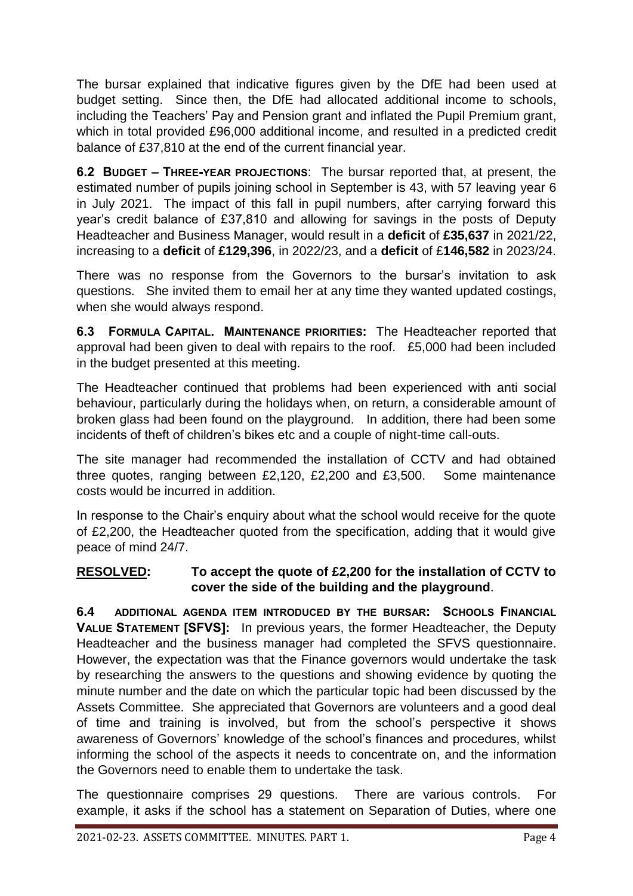The bursar explained that indicative figures given by the DfE had been used at budget setting. Since then, the DfE had allocated additional income to schools, including the Teachers' Pay and Pension grant and inflated the Pupil Premium grant, which in total provided £96,000 additional income, and resulted in a predicted credit balance of £37,810 at the end of the current financial year.

**6.2 BUDGET – THREE-YEAR PROJECTIONS**: The bursar reported that, at present, the estimated number of pupils joining school in September is 43, with 57 leaving year 6 in July 2021. The impact of this fall in pupil numbers, after carrying forward this year's credit balance of £37,810 and allowing for savings in the posts of Deputy Headteacher and Business Manager, would result in a **deficit** of **£35,637** in 2021/22, increasing to a **deficit** of **£129,396**, in 2022/23, and a **deficit** of £**146,582** in 2023/24.

There was no response from the Governors to the bursar's invitation to ask questions. She invited them to email her at any time they wanted updated costings, when she would always respond.

**6.3 FORMULA CAPITAL. MAINTENANCE PRIORITIES:** The Headteacher reported that approval had been given to deal with repairs to the roof. £5,000 had been included in the budget presented at this meeting.

The Headteacher continued that problems had been experienced with anti social behaviour, particularly during the holidays when, on return, a considerable amount of broken glass had been found on the playground. In addition, there had been some incidents of theft of children's bikes etc and a couple of night-time call-outs.

The site manager had recommended the installation of CCTV and had obtained three quotes, ranging between £2,120, £2,200 and £3,500. Some maintenance costs would be incurred in addition.

In response to the Chair's enquiry about what the school would receive for the quote of £2,200, the Headteacher quoted from the specification, adding that it would give peace of mind 24/7.

**RESOLVED: To accept the quote of £2,200 for the installation of CCTV to cover the side of the building and the playground**.

**6.4 ADDITIONAL AGENDA ITEM INTRODUCED BY THE BURSAR: SCHOOLS FINANCIAL VALUE STATEMENT [SFVS]:** In previous years, the former Headteacher, the Deputy Headteacher and the business manager had completed the SFVS questionnaire. However, the expectation was that the Finance governors would undertake the task by researching the answers to the questions and showing evidence by quoting the minute number and the date on which the particular topic had been discussed by the Assets Committee. She appreciated that Governors are volunteers and a good deal of time and training is involved, but from the school's perspective it shows awareness of Governors' knowledge of the school's finances and procedures, whilst informing the school of the aspects it needs to concentrate on, and the information the Governors need to enable them to undertake the task.

The questionnaire comprises 29 questions. There are various controls. For example, it asks if the school has a statement on Separation of Duties, where one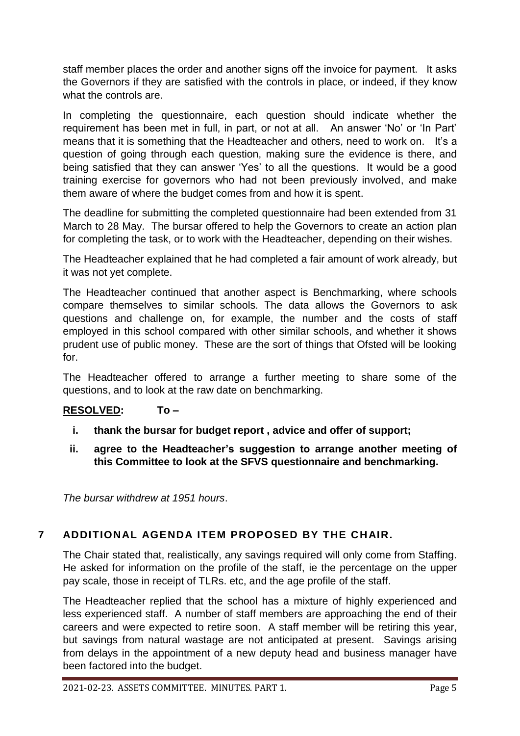staff member places the order and another signs off the invoice for payment. It asks the Governors if they are satisfied with the controls in place, or indeed, if they know what the controls are.

In completing the questionnaire, each question should indicate whether the requirement has been met in full, in part, or not at all. An answer 'No' or 'In Part' means that it is something that the Headteacher and others, need to work on. It's a question of going through each question, making sure the evidence is there, and being satisfied that they can answer 'Yes' to all the questions. It would be a good training exercise for governors who had not been previously involved, and make them aware of where the budget comes from and how it is spent.

The deadline for submitting the completed questionnaire had been extended from 31 March to 28 May. The bursar offered to help the Governors to create an action plan for completing the task, or to work with the Headteacher, depending on their wishes.

The Headteacher explained that he had completed a fair amount of work already, but it was not yet complete.

The Headteacher continued that another aspect is Benchmarking, where schools compare themselves to similar schools. The data allows the Governors to ask questions and challenge on, for example, the number and the costs of staff employed in this school compared with other similar schools, and whether it shows prudent use of public money. These are the sort of things that Ofsted will be looking for.

The Headteacher offered to arrange a further meeting to share some of the questions, and to look at the raw date on benchmarking.

**RESOLVED: To –**

i. **thank the bursar for budget report , advice and offer of support;**

ii. **agree to the Headteacher's suggestion to arrange another meeting of this Committee to look at the SFVS questionnaire and benchmarking.**

*The bursar withdrew at 1951 hours*.

## 7 ADDITIONAL AGENDA ITEM PROPOSED BY THE CHAIR.

The Chair stated that, realistically, any savings required will only come from Staffing. He asked for information on the profile of the staff, ie the percentage on the upper pay scale, those in receipt of TLRs. etc, and the age profile of the staff.

The Headteacher replied that the school has a mixture of highly experienced and less experienced staff. A number of staff members are approaching the end of their careers and were expected to retire soon. A staff member will be retiring this year, but savings from natural wastage are not anticipated at present. Savings arising from delays in the appointment of a new deputy head and business manager have been factored into the budget.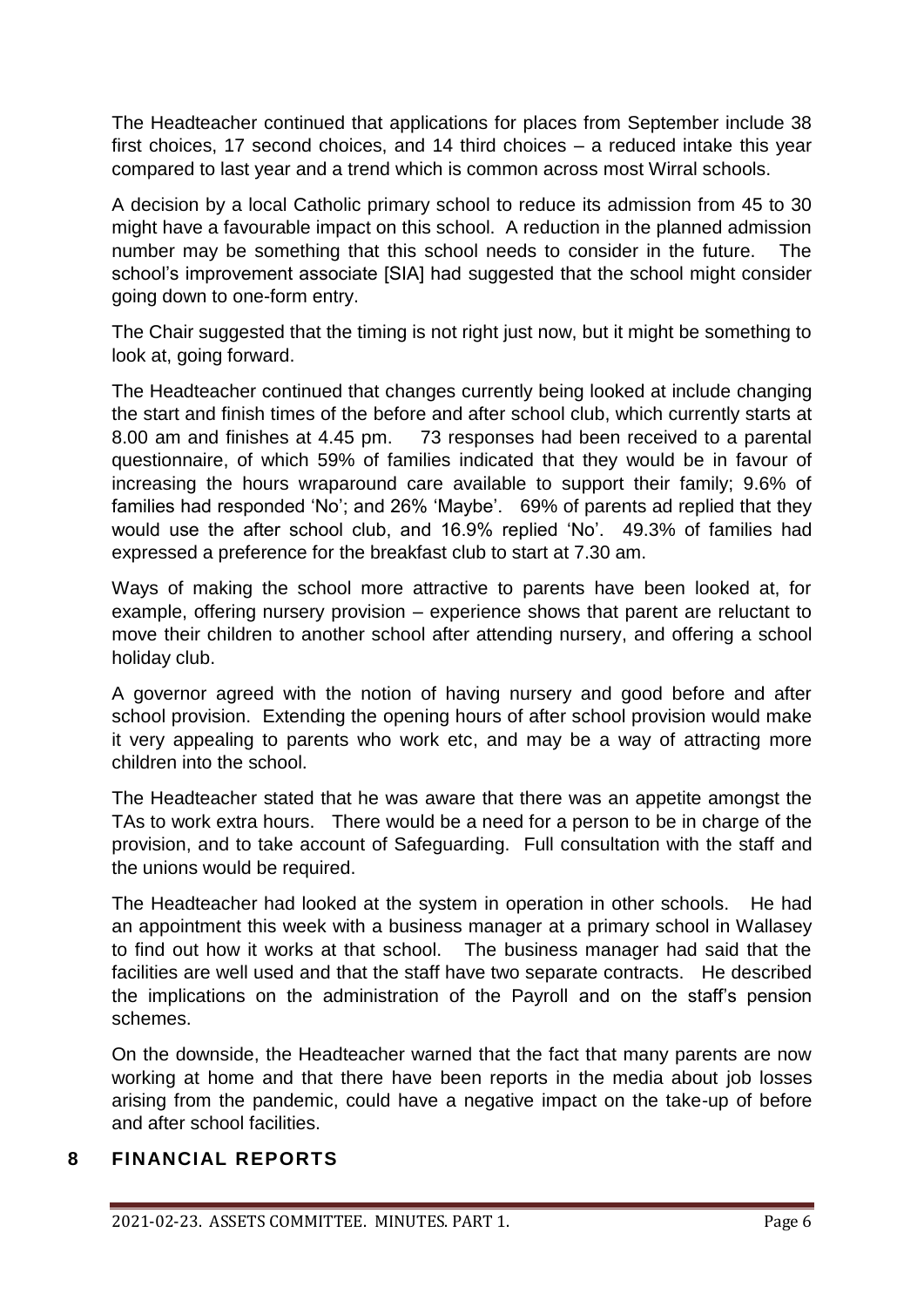The Headteacher continued that applications for places from September include 38 first choices, 17 second choices, and 14 third choices – a reduced intake this year compared to last year and a trend which is common across most Wirral schools.

A decision by a local Catholic primary school to reduce its admission from 45 to 30 might have a favourable impact on this school. A reduction in the planned admission number may be something that this school needs to consider in the future. The school's improvement associate [SIA] had suggested that the school might consider going down to one-form entry.

The Chair suggested that the timing is not right just now, but it might be something to look at, going forward.

The Headteacher continued that changes currently being looked at include changing the start and finish times of the before and after school club, which currently starts at 8.00 am and finishes at 4.45 pm. 73 responses had been received to a parental questionnaire, of which 59% of families indicated that they would be in favour of increasing the hours wraparound care available to support their family; 9.6% of families had responded 'No'; and 26% 'Maybe'. 69% of parents ad replied that they would use the after school club, and 16.9% replied 'No'. 49.3% of families had expressed a preference for the breakfast club to start at 7.30 am.

Ways of making the school more attractive to parents have been looked at, for example, offering nursery provision – experience shows that parent are reluctant to move their children to another school after attending nursery, and offering a school holiday club.

A governor agreed with the notion of having nursery and good before and after school provision. Extending the opening hours of after school provision would make it very appealing to parents who work etc, and may be a way of attracting more children into the school.

The Headteacher stated that he was aware that there was an appetite amongst the TAs to work extra hours. There would be a need for a person to be in charge of the provision, and to take account of Safeguarding. Full consultation with the staff and the unions would be required.

The Headteacher had looked at the system in operation in other schools. He had an appointment this week with a business manager at a primary school in Wallasey to find out how it works at that school. The business manager had said that the facilities are well used and that the staff have two separate contracts. He described the implications on the administration of the Payroll and on the staff's pension schemes.

On the downside, the Headteacher warned that the fact that many parents are now working at home and that there have been reports in the media about job losses arising from the pandemic, could have a negative impact on the take-up of before and after school facilities.

## 8 FINANCIAL REPORTS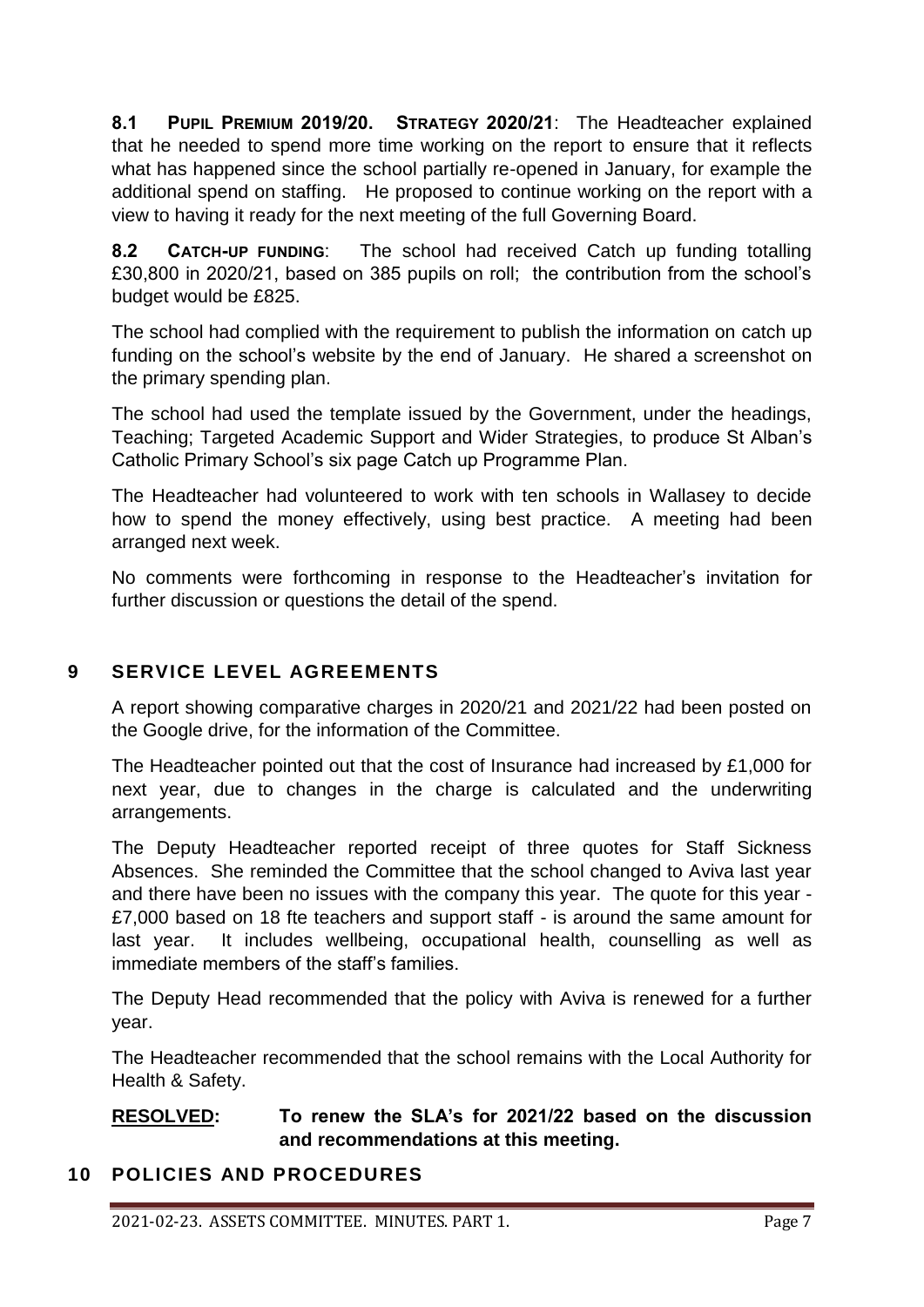**8.1 PUPIL PREMIUM 2019/20. STRATEGY 2020/21**: The Headteacher explained that he needed to spend more time working on the report to ensure that it reflects what has happened since the school partially re-opened in January, for example the additional spend on staffing. He proposed to continue working on the report with a view to having it ready for the next meeting of the full Governing Board.

**8.2 CATCH-UP FUNDING**: The school had received Catch up funding totalling £30,800 in 2020/21, based on 385 pupils on roll; the contribution from the school's budget would be £825.

The school had complied with the requirement to publish the information on catch up funding on the school's website by the end of January. He shared a screenshot on the primary spending plan.

The school had used the template issued by the Government, under the headings, Teaching; Targeted Academic Support and Wider Strategies, to produce St Alban's Catholic Primary School's six page Catch up Programme Plan.

The Headteacher had volunteered to work with ten schools in Wallasey to decide how to spend the money effectively, using best practice. A meeting had been arranged next week.

No comments were forthcoming in response to the Headteacher's invitation for further discussion or questions the detail of the spend.

## 9 SERVICE LEVEL AGREEMENTS

A report showing comparative charges in 2020/21 and 2021/22 had been posted on the Google drive, for the information of the Committee.

The Headteacher pointed out that the cost of Insurance had increased by £1,000 for next year, due to changes in the charge is calculated and the underwriting arrangements.

The Deputy Headteacher reported receipt of three quotes for Staff Sickness Absences. She reminded the Committee that the school changed to Aviva last year and there have been no issues with the company this year. The quote for this year - £7,000 based on 18 fte teachers and support staff - is around the same amount for last year. It includes wellbeing, occupational health, counselling as well as immediate members of the staff's families.

The Deputy Head recommended that the policy with Aviva is renewed for a further year.

The Headteacher recommended that the school remains with the Local Authority for Health & Safety.

**RESOLVED: To renew the SLA's for 2021/22 based on the discussion and recommendations at this meeting.**

## 10 POLICIES AND PROCEDURES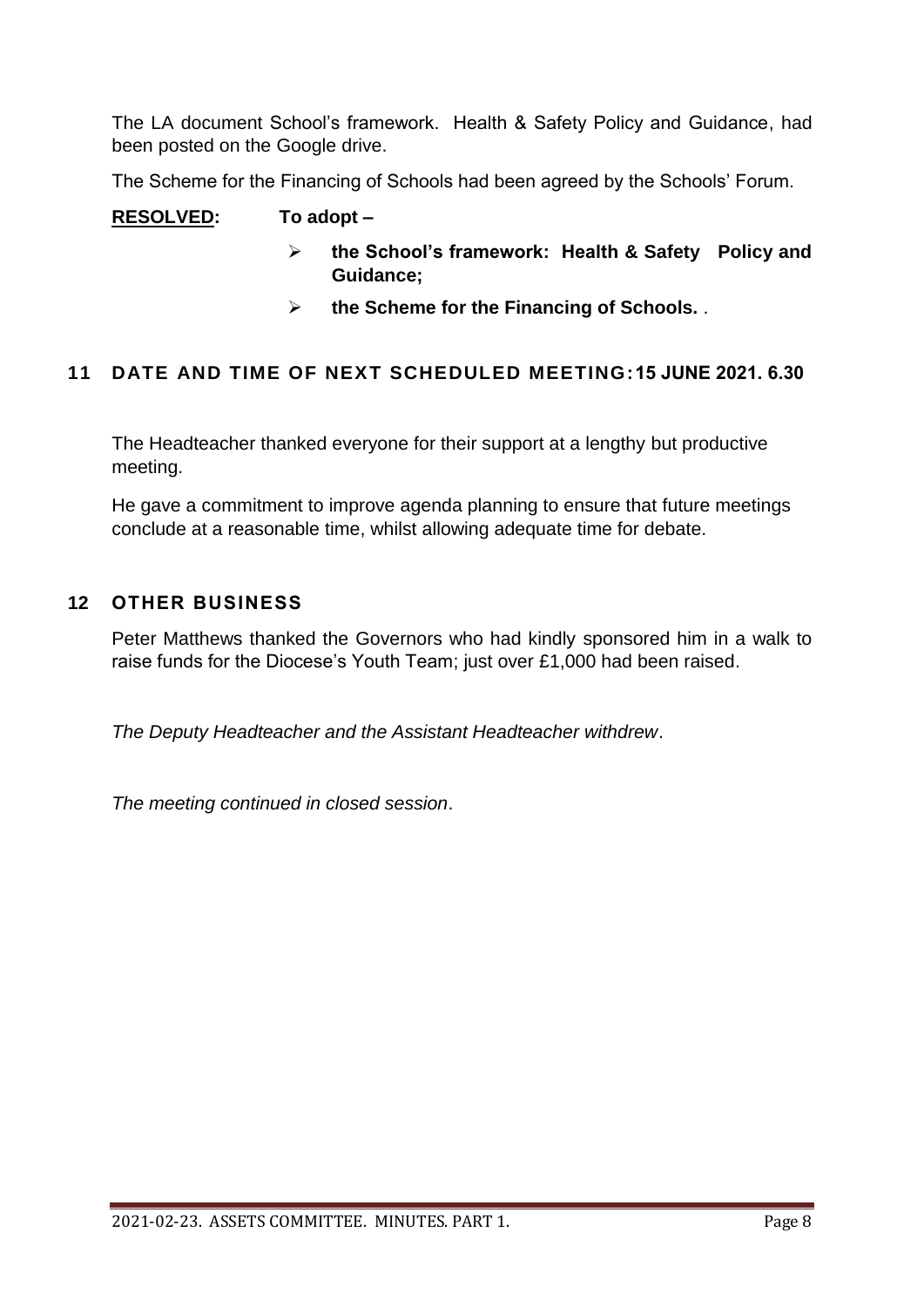The LA document School's framework. Health & Safety Policy and Guidance, had been posted on the Google drive.

The Scheme for the Financing of Schools had been agreed by the Schools' Forum.

**RESOLVED:** **To adopt –**

- **the School's framework: Health & Safety Policy and Guidance;**
- **the Scheme for the Financing of Schools.** .

## 11 DATE AND TIME OF NEXT SCHEDULED MEETING: 15 JUNE 2021. 6.30

The Headteacher thanked everyone for their support at a lengthy but productive meeting.

He gave a commitment to improve agenda planning to ensure that future meetings conclude at a reasonable time, whilst allowing adequate time for debate.

## 12 OTHER BUSINESS

Peter Matthews thanked the Governors who had kindly sponsored him in a walk to raise funds for the Diocese's Youth Team; just over £1,000 had been raised.

*The Deputy Headteacher and the Assistant Headteacher withdrew*.

*The meeting continued in closed session*.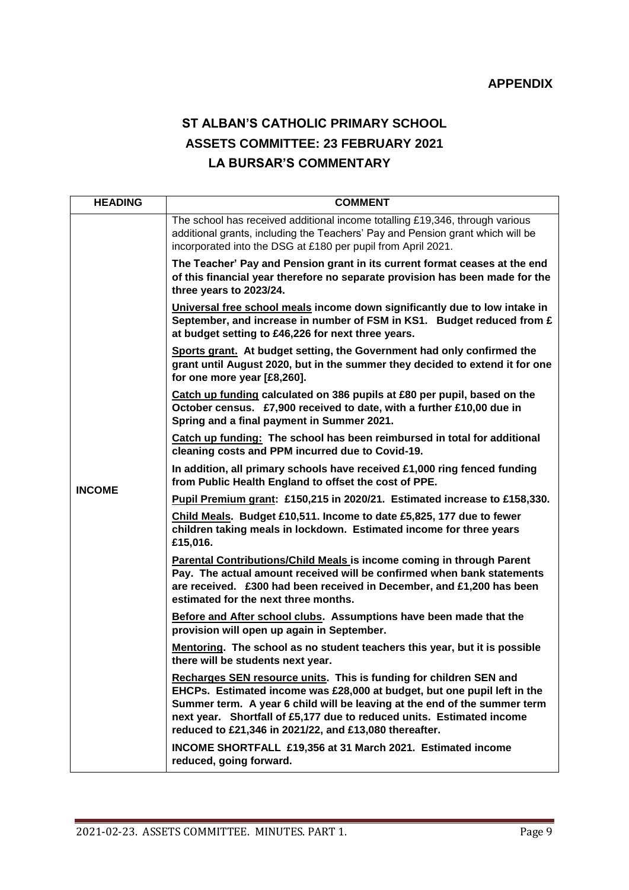**APPENDIX**

# ST ALBAN'S CATHOLIC PRIMARY SCHOOL
## ASSETS COMMITTEE: 23 FEBRUARY 2021
## LA BURSAR'S COMMENTARY

| HEADING | COMMENT |
|---|---|
| **INCOME** | The school has received additional income totalling £19,346, through various additional grants, including the Teachers' Pay and Pension grant which will be incorporated into the DSG at £180 per pupil from April 2021.<br><br>**The Teacher' Pay and Pension grant in its current format ceases at the end of this financial year therefore no separate provision has been made for the three years to 2023/24.**<br><br>**Universal free school meals income down significantly due to low intake in September, and increase in number of FSM in KS1. Budget reduced from £ at budget setting to £46,226 for next three years.**<br><br>**Sports grant. At budget setting, the Government had only confirmed the grant until August 2020, but in the summer they decided to extend it for one for one more year [£8,260].**<br><br>**Catch up funding calculated on 386 pupils at £80 per pupil, based on the October census. £7,900 received to date, with a further £10,00 due in Spring and a final payment in Summer 2021.**<br><br>**Catch up funding: The school has been reimbursed in total for additional cleaning costs and PPM incurred due to Covid-19.**<br><br>**In addition, all primary schools have received £1,000 ring fenced funding from Public Health England to offset the cost of PPE.**<br><br>**Pupil Premium grant: £150,215 in 2020/21. Estimated increase to £158,330.**<br><br>**Child Meals. Budget £10,511. Income to date £5,825, 177 due to fewer children taking meals in lockdown. Estimated income for three years £15,016.**<br><br>**Parental Contributions/Child Meals is income coming in through Parent Pay. The actual amount received will be confirmed when bank statements are received. £300 had been received in December, and £1,200 has been estimated for the next three months.**<br><br>**Before and After school clubs. Assumptions have been made that the provision will open up again in September.**<br><br>**Mentoring. The school as no student teachers this year, but it is possible there will be students next year.**<br><br>**Recharges SEN resource units. This is funding for children SEN and EHCPs. Estimated income was £28,000 at budget, but one pupil left in the Summer term. A year 6 child will be leaving at the end of the summer term next year. Shortfall of £5,177 due to reduced units. Estimated income reduced to £21,346 in 2021/22, and £13,080 thereafter.**<br><br>**INCOME SHORTFALL £19,356 at 31 March 2021. Estimated income reduced, going forward.** |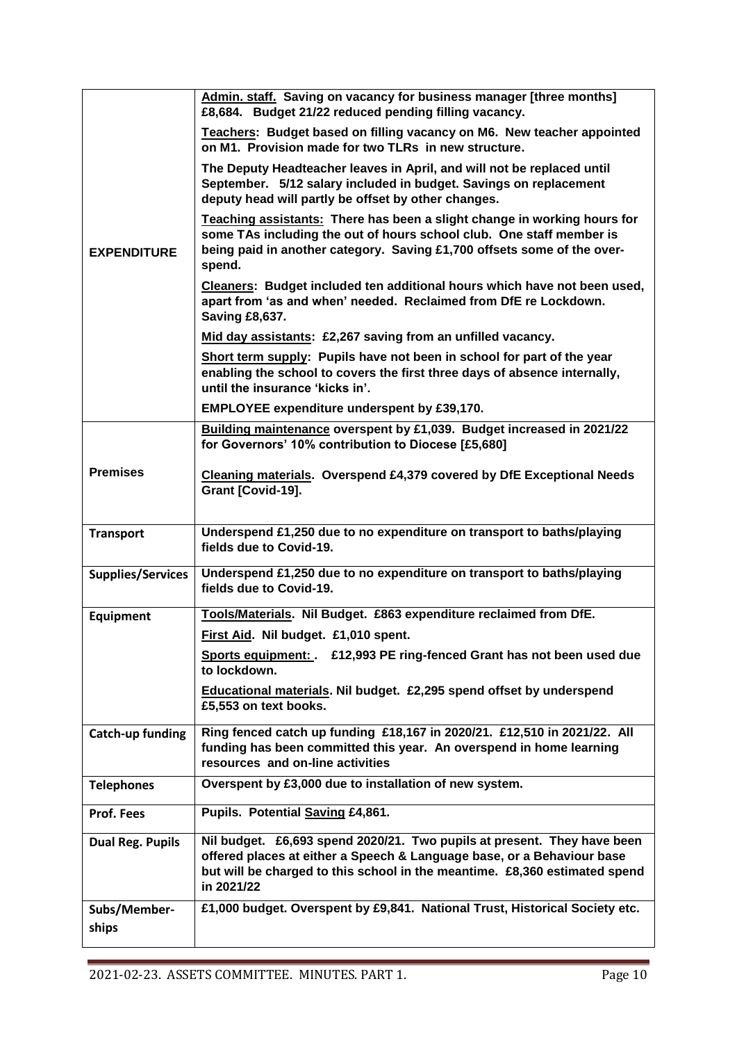| | |
|---|---|
| **EXPENDITURE** | **<u>Admin. staff.</u> Saving on vacancy for business manager [three months] £8,684. Budget 21/22 reduced pending filling vacancy.**<br><br>**<u>Teachers</u>: Budget based on filling vacancy on M6. New teacher appointed on M1. Provision made for two TLRs in new structure.**<br><br>**The Deputy Headteacher leaves in April, and will not be replaced until September. 5/12 salary included in budget. Savings on replacement deputy head will partly be offset by other changes.**<br><br>**<u>Teaching assistants:</u> There has been a slight change in working hours for some TAs including the out of hours school club. One staff member is being paid in another category. Saving £1,700 offsets some of the over-spend.**<br><br>**<u>Cleaners</u>: Budget included ten additional hours which have not been used, apart from 'as and when' needed. Reclaimed from DfE re Lockdown. Saving £8,637.**<br><br>**<u>Mid day assistants</u>: £2,267 saving from an unfilled vacancy.**<br><br>**<u>Short term supply</u>: Pupils have not been in school for part of the year enabling the school to covers the first three days of absence internally, until the insurance 'kicks in'.**<br><br>**EMPLOYEE expenditure underspent by £39,170.** |
| **Premises** | **<u>Building maintenance</u> overspent by £1,039. Budget increased in 2021/22 for Governors' 10% contribution to Diocese [£5,680]**<br><br>**<u>Cleaning materials</u>. Overspend £4,379 covered by DfE Exceptional Needs Grant [Covid-19].** |
| **Transport** | **Underspend £1,250 due to no expenditure on transport to baths/playing fields due to Covid-19.** |
| **Supplies/Services** | **Underspend £1,250 due to no expenditure on transport to baths/playing fields due to Covid-19.** |
| **Equipment** | **<u>Tools/Materials</u>. Nil Budget. £863 expenditure reclaimed from DfE.**<br><br>**<u>First Aid</u>. Nil budget. £1,010 spent.**<br><br>**<u>Sports equipment: </u>. £12,993 PE ring-fenced Grant has not been used due to lockdown.**<br><br>**<u>Educational materials</u>. Nil budget. £2,295 spend offset by underspend £5,553 on text books.** |
| **Catch-up funding** | **Ring fenced catch up funding £18,167 in 2020/21. £12,510 in 2021/22. All funding has been committed this year. An overspend in home learning resources and on-line activities** |
| **Telephones** | **Overspent by £3,000 due to installation of new system.** |
| **Prof. Fees** | **Pupils. Potential <u>Saving</u> £4,861.** |
| **Dual Reg. Pupils** | **Nil budget. £6,693 spend 2020/21. Two pupils at present. They have been offered places at either a Speech & Language base, or a Behaviour base but will be charged to this school in the meantime. £8,360 estimated spend in 2021/22** |
| **Subs/Member-ships** | **£1,000 budget. Overspent by £9,841. National Trust, Historical Society etc.** |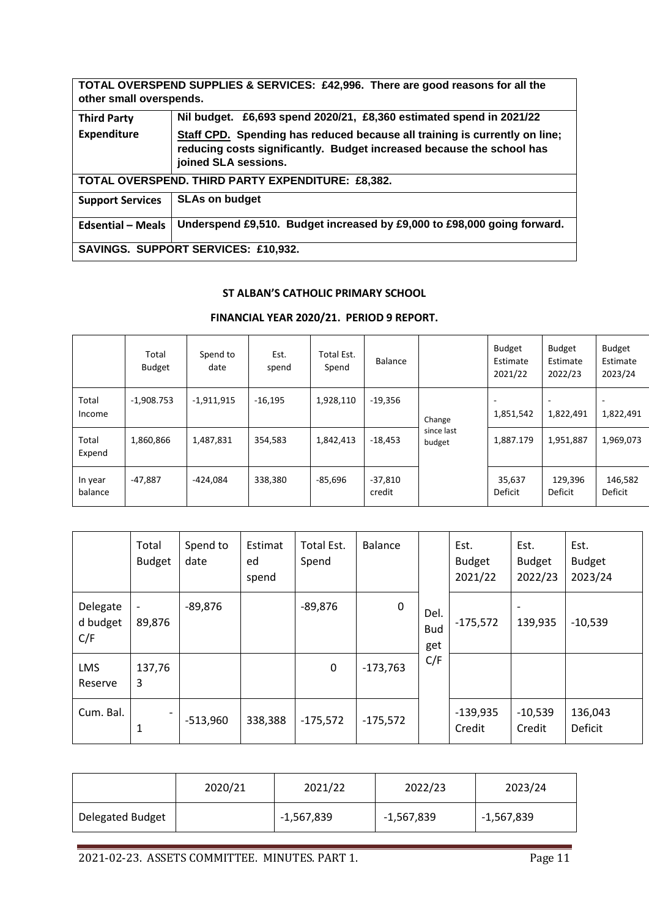| TOTAL OVERSPEND SUPPLIES & SERVICES: £42,996. There are good reasons for all the other small overspends. | |
|---|---|
| **Third Party Expenditure** | **Nil budget. £6,693 spend 2020/21, £8,360 estimated spend in 2021/22**<br>**Staff CPD. Spending has reduced because all training is currently on line; reducing costs significantly. Budget increased because the school has joined SLA sessions.** |
| **TOTAL OVERSPEND. THIRD PARTY EXPENDITURE: £8,382.** | |
| **Support Services** | **SLAs on budget** |
| **Edsential – Meals** | **Underspend £9,510. Budget increased by £9,000 to £98,000 going forward.** |
| **SAVINGS. SUPPORT SERVICES: £10,932.** | |

**ST ALBAN'S CATHOLIC PRIMARY SCHOOL**

**FINANCIAL YEAR 2020/21. PERIOD 9 REPORT.**

| | Total Budget | Spend to date | Est. spend | Total Est. Spend | Balance | | Budget Estimate 2021/22 | Budget Estimate 2022/23 | Budget Estimate 2023/24 |
|---|---|---|---|---|---|---|---|---|---|
| Total Income | -1,908.753 | -1,911,915 | -16,195 | 1,928,110 | -19,356 | Change since last budget | -1,851,542 | -1,822,491 | -1,822,491 |
| Total Expend | 1,860,866 | 1,487,831 | 354,583 | 1,842,413 | -18,453 | | 1,887.179 | 1,951,887 | 1,969,073 |
| In year balance | -47,887 | -424,084 | 338,380 | -85,696 | -37,810 credit | | 35,637 Deficit | 129,396 Deficit | 146,582 Deficit |

| | Total Budget | Spend to date | Estimated spend | Total Est. Spend | Balance | | Est. Budget 2021/22 | Est. Budget 2022/23 | Est. Budget 2023/24 |
|---|---|---|---|---|---|---|---|---|---|
| Delegated budget C/F | -89,876 | -89,876 | | -89,876 | 0 | Del. Budget C/F | -175,572 | -139,935 | -10,539 |
| LMS Reserve | 137,763 | | | 0 | -173,763 | | | | |
| Cum. Bal. | -1 | -513,960 | 338,388 | -175,572 | -175,572 | | -139,935 Credit | -10,539 Credit | 136,043 Deficit |

| | 2020/21 | 2021/22 | 2022/23 | 2023/24 |
|---|---|---|---|---|
| Delegated Budget | | -1,567,839 | -1,567,839 | -1,567,839 |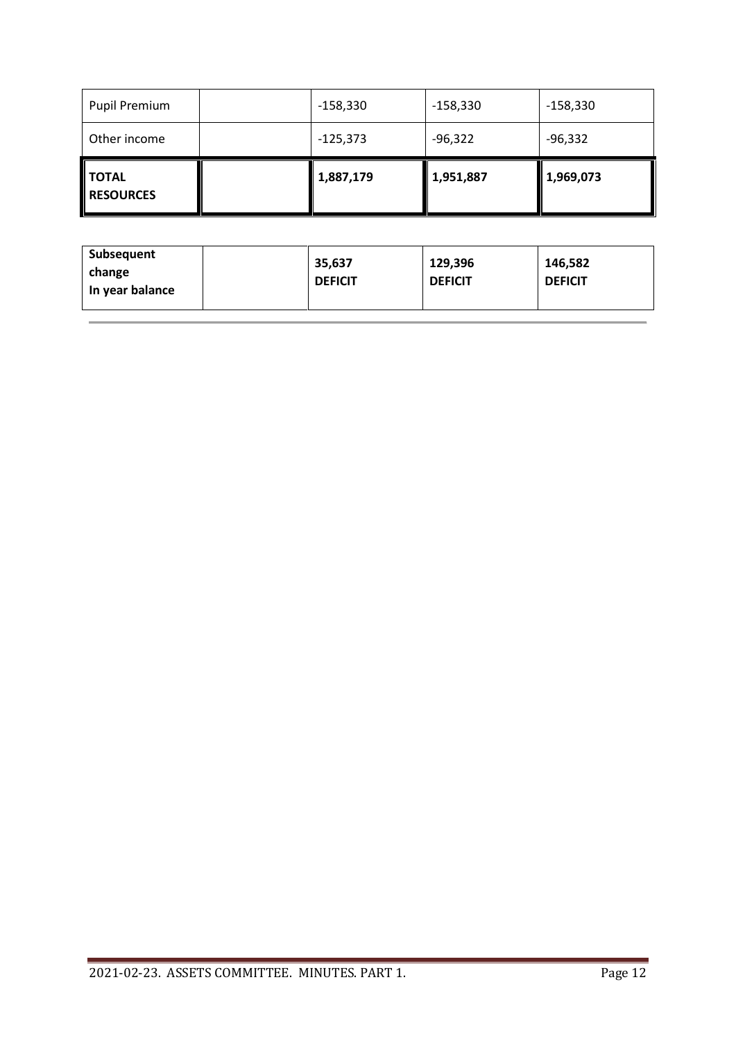| | | | | |
|---|---|---|---|---|
| Pupil Premium | | -158,330 | -158,330 | -158,330 |
| Other income | | -125,373 | -96,322 | -96,332 |
| **TOTAL RESOURCES** | | **1,887,179** | **1,951,887** | **1,969,073** |

| | | | | |
|---|---|---|---|---|
| **Subsequent change In year balance** | | **35,637 DEFICIT** | **129,396 DEFICIT** | **146,582 DEFICIT** |